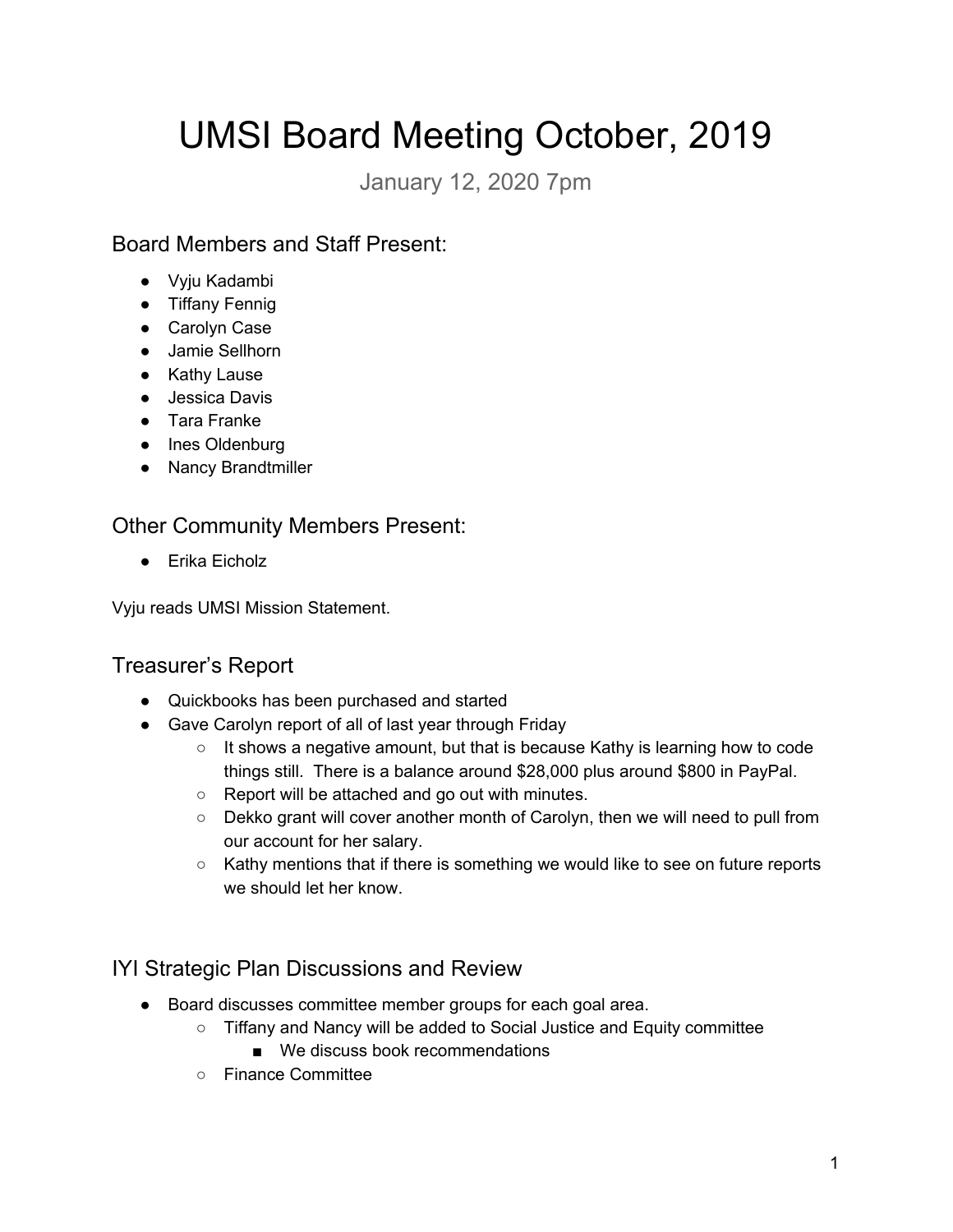# UMSI Board Meeting October, 2019

January 12, 2020 7pm

## Board Members and Staff Present:

- Vyju Kadambi
- Tiffany Fennig
- Carolyn Case
- Jamie Sellhorn
- Kathy Lause
- Jessica Davis
- Tara Franke
- Ines Oldenburg
- Nancy Brandtmiller

## Other Community Members Present:

- Erika Eicholz

Vyju reads UMSI Mission Statement.

## Treasurer's Report

- Quickbooks has been purchased and started
- Gave Carolyn report of all of last year through Friday
  - It shows a negative amount, but that is because Kathy is learning how to code things still. There is a balance around $28,000 plus around $800 in PayPal.
  - Report will be attached and go out with minutes.
  - Dekko grant will cover another month of Carolyn, then we will need to pull from our account for her salary.
  - Kathy mentions that if there is something we would like to see on future reports we should let her know.

## IYI Strategic Plan Discussions and Review

- Board discusses committee member groups for each goal area.
  - Tiffany and Nancy will be added to Social Justice and Equity committee
    - We discuss book recommendations
  - Finance Committee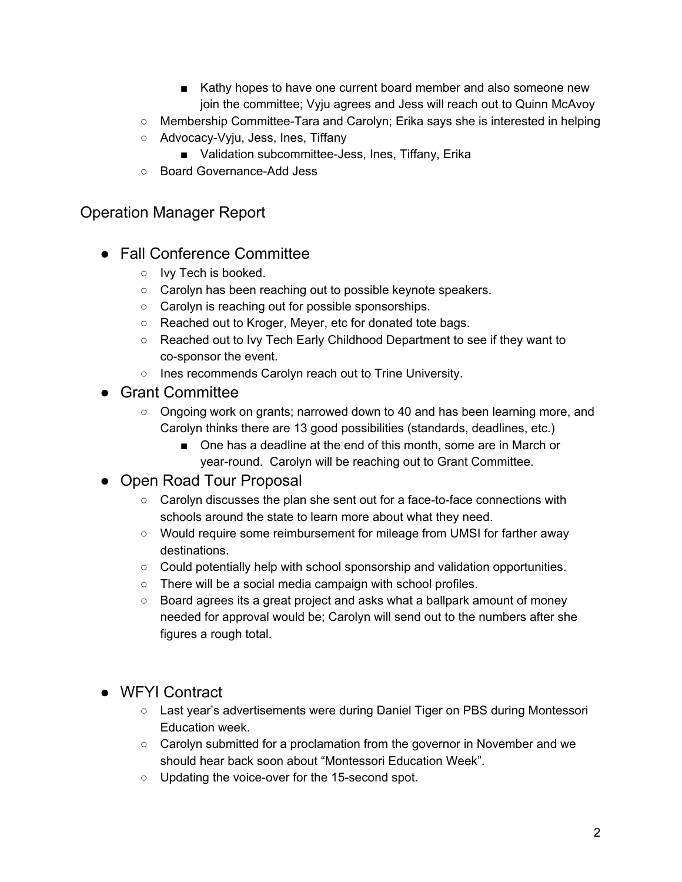- Kathy hopes to have one current board member and also someone new join the committee; Vyju agrees and Jess will reach out to Quinn McAvoy
    - Membership Committee-Tara and Carolyn; Erika says she is interested in helping
    - Advocacy-Vyju, Jess, Ines, Tiffany
        - Validation subcommittee-Jess, Ines, Tiffany, Erika
    - Board Governance-Add Jess

## Operation Manager Report

- Fall Conference Committee
    - Ivy Tech is booked.
    - Carolyn has been reaching out to possible keynote speakers.
    - Carolyn is reaching out for possible sponsorships.
    - Reached out to Kroger, Meyer, etc for donated tote bags.
    - Reached out to Ivy Tech Early Childhood Department to see if they want to co-sponsor the event.
    - Ines recommends Carolyn reach out to Trine University.
- Grant Committee
    - Ongoing work on grants; narrowed down to 40 and has been learning more, and Carolyn thinks there are 13 good possibilities (standards, deadlines, etc.)
        - One has a deadline at the end of this month, some are in March or year-round. Carolyn will be reaching out to Grant Committee.
- Open Road Tour Proposal
    - Carolyn discusses the plan she sent out for a face-to-face connections with schools around the state to learn more about what they need.
    - Would require some reimbursement for mileage from UMSI for farther away destinations.
    - Could potentially help with school sponsorship and validation opportunities.
    - There will be a social media campaign with school profiles.
    - Board agrees its a great project and asks what a ballpark amount of money needed for approval would be; Carolyn will send out to the numbers after she figures a rough total.

- WFYI Contract
    - Last year's advertisements were during Daniel Tiger on PBS during Montessori Education week.
    - Carolyn submitted for a proclamation from the governor in November and we should hear back soon about "Montessori Education Week".
    - Updating the voice-over for the 15-second spot.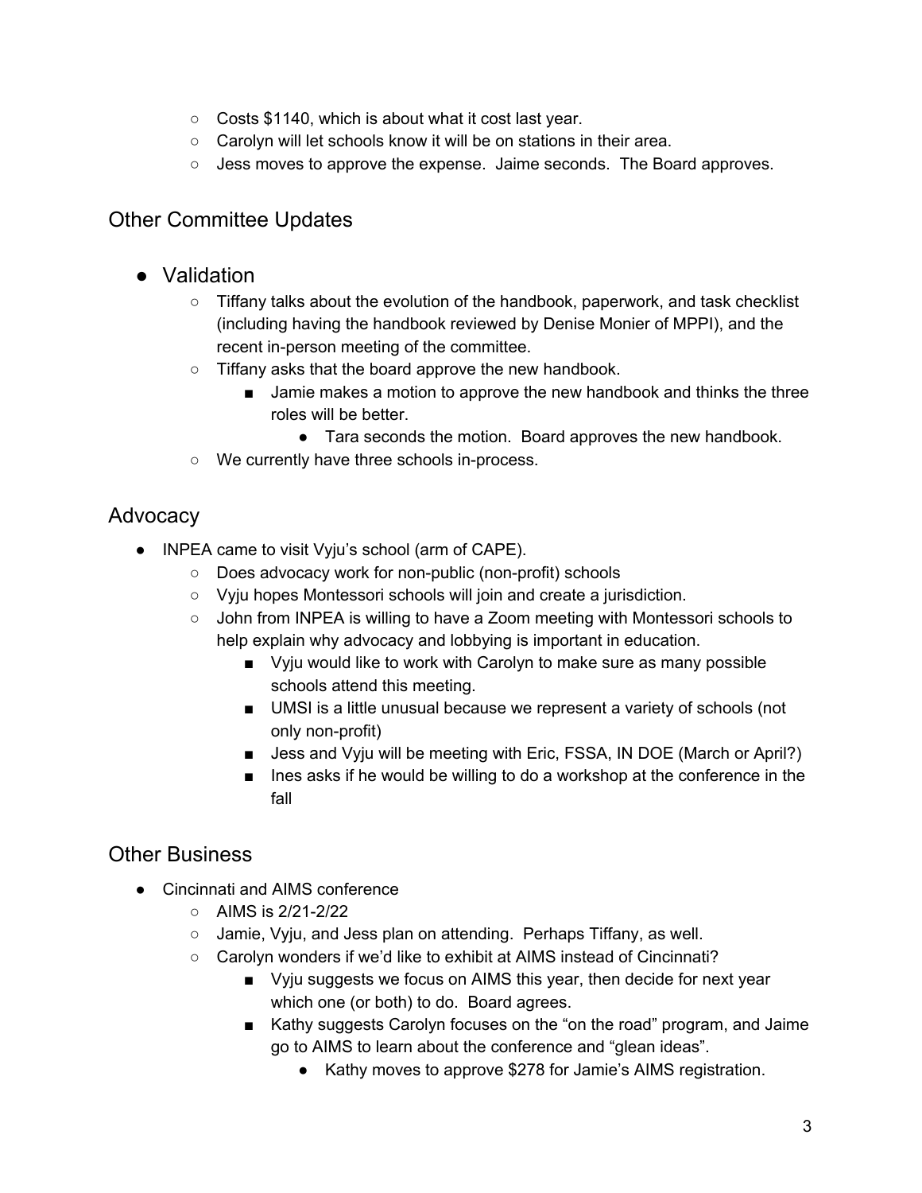- Costs $1140, which is about what it cost last year.
    - Carolyn will let schools know it will be on stations in their area.
    - Jess moves to approve the expense. Jaime seconds. The Board approves.

## Other Committee Updates

- Validation
    - Tiffany talks about the evolution of the handbook, paperwork, and task checklist (including having the handbook reviewed by Denise Monier of MPPI), and the recent in-person meeting of the committee.
    - Tiffany asks that the board approve the new handbook.
        - Jamie makes a motion to approve the new handbook and thinks the three roles will be better.
            - Tara seconds the motion. Board approves the new handbook.
    - We currently have three schools in-process.

## Advocacy

- INPEA came to visit Vyju's school (arm of CAPE).
    - Does advocacy work for non-public (non-profit) schools
    - Vyju hopes Montessori schools will join and create a jurisdiction.
    - John from INPEA is willing to have a Zoom meeting with Montessori schools to help explain why advocacy and lobbying is important in education.
        - Vyju would like to work with Carolyn to make sure as many possible schools attend this meeting.
        - UMSI is a little unusual because we represent a variety of schools (not only non-profit)
        - Jess and Vyju will be meeting with Eric, FSSA, IN DOE (March or April?)
        - Ines asks if he would be willing to do a workshop at the conference in the fall

## Other Business

- Cincinnati and AIMS conference
    - AIMS is 2/21-2/22
    - Jamie, Vyju, and Jess plan on attending. Perhaps Tiffany, as well.
    - Carolyn wonders if we'd like to exhibit at AIMS instead of Cincinnati?
        - Vyju suggests we focus on AIMS this year, then decide for next year which one (or both) to do. Board agrees.
        - Kathy suggests Carolyn focuses on the "on the road" program, and Jaime go to AIMS to learn about the conference and "glean ideas".
            - Kathy moves to approve $278 for Jamie's AIMS registration.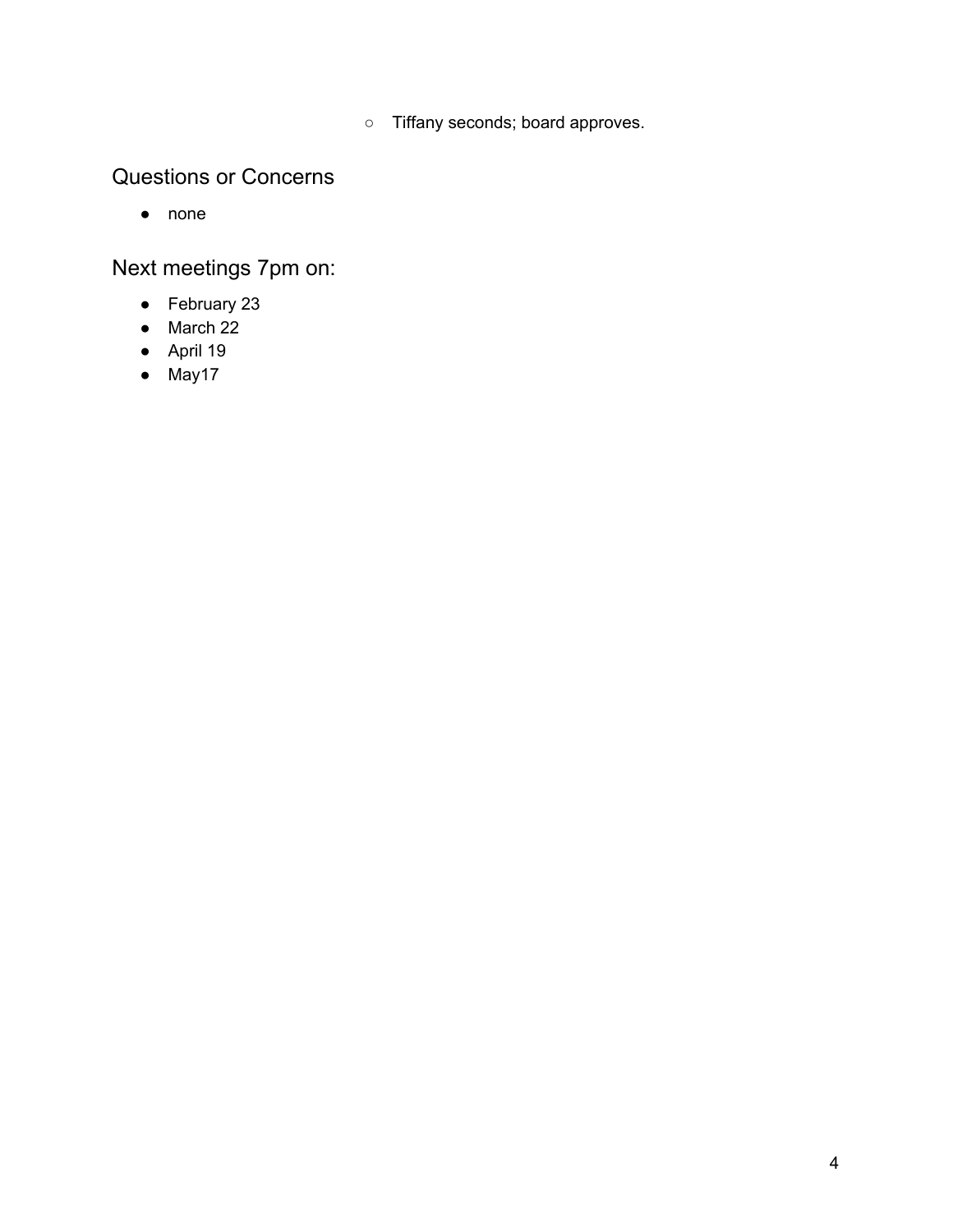- Tiffany seconds; board approves.

## Questions or Concerns

- none

## Next meetings 7pm on:

- February 23
- March 22
- April 19
- May17